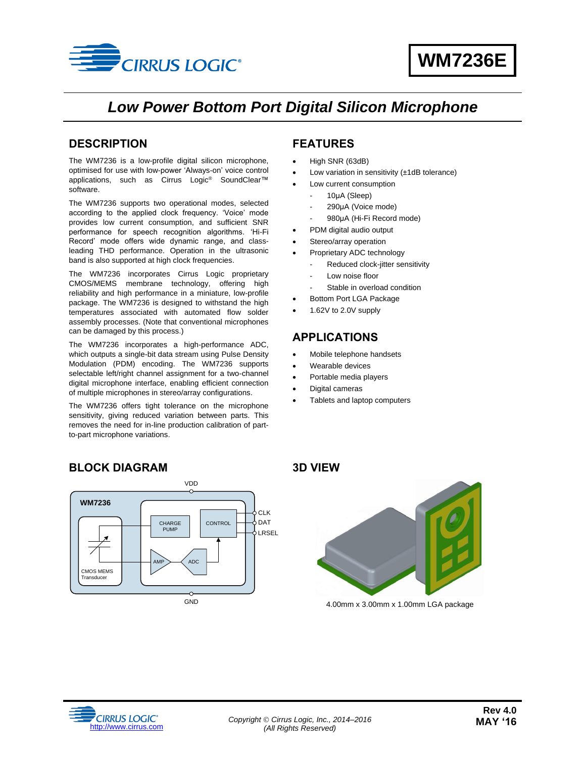# WM7236E

## Low Power Bottom Port Digital Silicon Microphone

## DESCRIPTION

The WM7236 is a low-profile digital silicon microphone, optimised for use with low-power 'Always-on' voice control applications, such as Cirrus Logic® SoundClear™ software.

The WM7236 supports two operational modes, selected according to the applied clock frequency. 'Voice' mode provides low current consumption, and sufficient SNR performance for speech recognition algorithms. 'Hi-Fi Record' mode offers wide dynamic range, and class-leading THD performance. Operation in the ultrasonic band is also supported at high clock frequencies.

The WM7236 incorporates Cirrus Logic proprietary CMOS/MEMS membrane technology, offering high reliability and high performance in a miniature, low-profile package. The WM7236 is designed to withstand the high temperatures associated with automated flow solder assembly processes. (Note that conventional microphones can be damaged by this process.)

The WM7236 incorporates a high-performance ADC, which outputs a single-bit data stream using Pulse Density Modulation (PDM) encoding. The WM7236 supports selectable left/right channel assignment for a two-channel digital microphone interface, enabling efficient connection of multiple microphones in stereo/array configurations.

The WM7236 offers tight tolerance on the microphone sensitivity, giving reduced variation between parts. This removes the need for in-line production calibration of part-to-part microphone variations.

## FEATURES

- High SNR (63dB)
- Low variation in sensitivity (±1dB tolerance)
- Low current consumption
  - 10µA (Sleep)
  - 290µA (Voice mode)
  - 980µA (Hi-Fi Record mode)
- PDM digital audio output
- Stereo/array operation
- Proprietary ADC technology
  - Reduced clock-jitter sensitivity
  - Low noise floor
  - Stable in overload condition
- Bottom Port LGA Package
- 1.62V to 2.0V supply

## APPLICATIONS

- Mobile telephone handsets
- Wearable devices
- Portable media players
- Digital cameras
- Tablets and laptop computers

## BLOCK DIAGRAM

WM7236 — VDD, GND, CLK, DAT, LRSEL; CHARGE PUMP, CONTROL, AMP, ADC, CMOS MEMS Transducer

## 3D VIEW

4.00mm x 3.00mm x 1.00mm LGA package

Copyright © Cirrus Logic, Inc., 2014–2016
(All Rights Reserved)

http://www.cirrus.com

Rev 4.0
MAY '16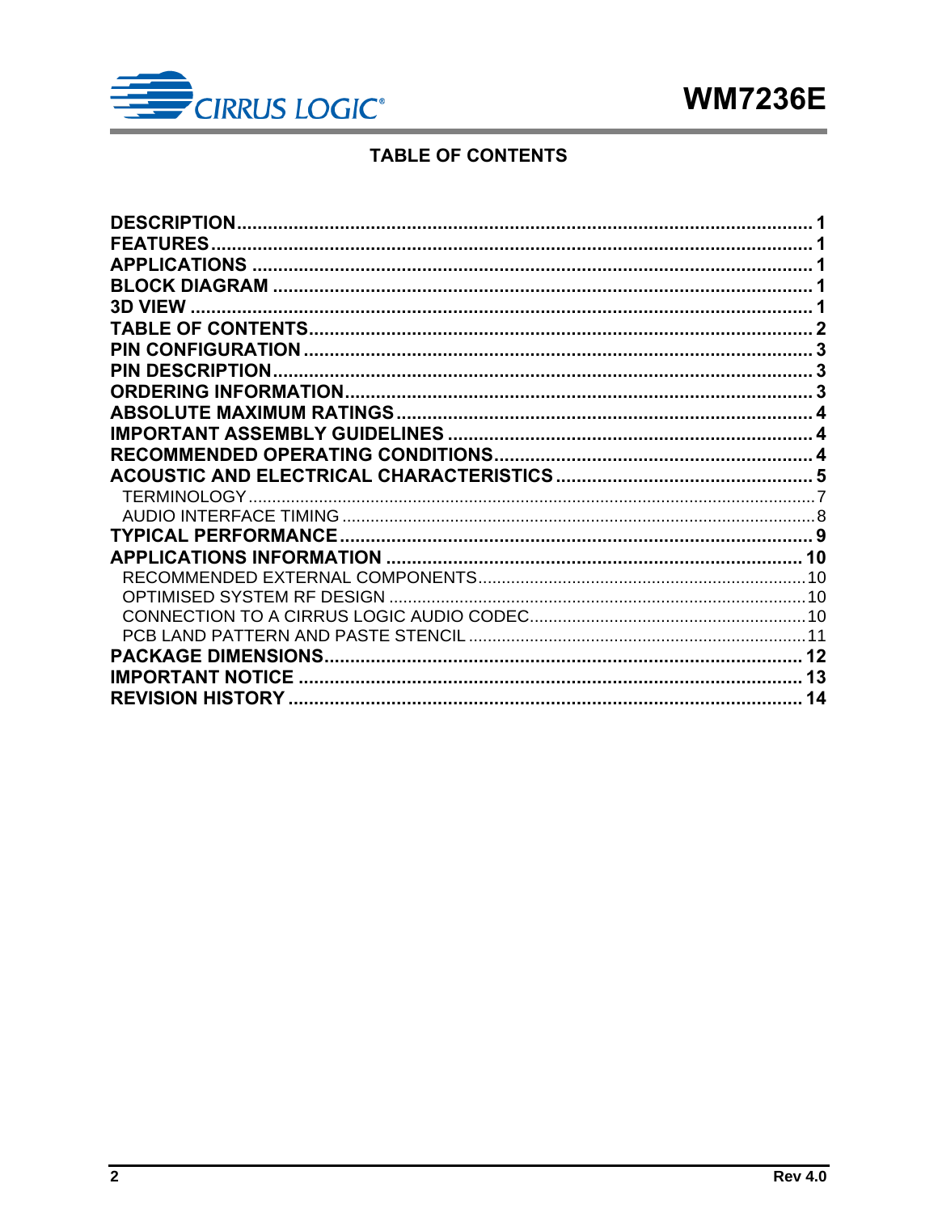## TABLE OF CONTENTS

**DESCRIPTION** .......... **1**
**FEATURES** .......... **1**
**APPLICATIONS** .......... **1**
**BLOCK DIAGRAM** .......... **1**
**3D VIEW** .......... **1**
**TABLE OF CONTENTS** .......... **2**
**PIN CONFIGURATION** .......... **3**
**PIN DESCRIPTION** .......... **3**
**ORDERING INFORMATION** .......... **3**
**ABSOLUTE MAXIMUM RATINGS** .......... **4**
**IMPORTANT ASSEMBLY GUIDELINES** .......... **4**
**RECOMMENDED OPERATING CONDITIONS** .......... **4**
**ACOUSTIC AND ELECTRICAL CHARACTERISTICS** .......... **5**
 TERMINOLOGY .......... 7
 AUDIO INTERFACE TIMING .......... 8
**TYPICAL PERFORMANCE** .......... **9**
**APPLICATIONS INFORMATION** .......... **10**
 RECOMMENDED EXTERNAL COMPONENTS .......... 10
 OPTIMISED SYSTEM RF DESIGN .......... 10
 CONNECTION TO A CIRRUS LOGIC AUDIO CODEC .......... 10
 PCB LAND PATTERN AND PASTE STENCIL .......... 11
**PACKAGE DIMENSIONS** .......... **12**
**IMPORTANT NOTICE** .......... **13**
**REVISION HISTORY** .......... **14**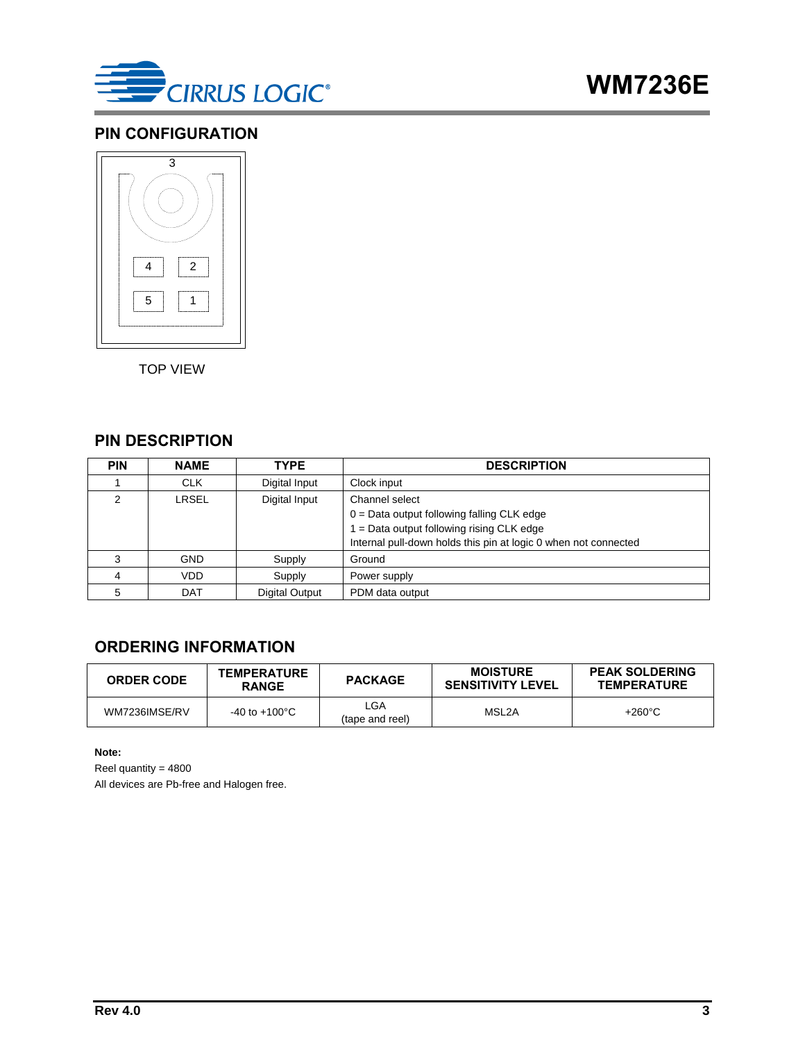## PIN CONFIGURATION

3

4 2

5 1

TOP VIEW

## PIN DESCRIPTION

| PIN | NAME | TYPE | DESCRIPTION |
|---|---|---|---|
| 1 | CLK | Digital Input | Clock input |
| 2 | LRSEL | Digital Input | Channel select<br>0 = Data output following falling CLK edge<br>1 = Data output following rising CLK edge<br>Internal pull-down holds this pin at logic 0 when not connected |
| 3 | GND | Supply | Ground |
| 4 | VDD | Supply | Power supply |
| 5 | DAT | Digital Output | PDM data output |

## ORDERING INFORMATION

| ORDER CODE | TEMPERATURE RANGE | PACKAGE | MOISTURE SENSITIVITY LEVEL | PEAK SOLDERING TEMPERATURE |
|---|---|---|---|---|
| WM7236IMSE/RV | -40 to +100°C | LGA<br>(tape and reel) | MSL2A | +260°C |

**Note:**

Reel quantity = 4800

All devices are Pb-free and Halogen free.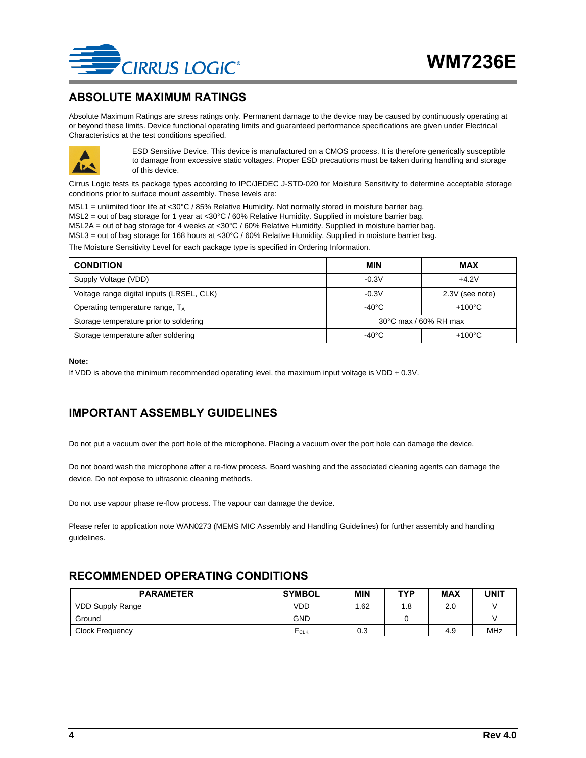## ABSOLUTE MAXIMUM RATINGS

Absolute Maximum Ratings are stress ratings only. Permanent damage to the device may be caused by continuously operating at or beyond these limits. Device functional operating limits and guaranteed performance specifications are given under Electrical Characteristics at the test conditions specified.

ESD Sensitive Device. This device is manufactured on a CMOS process. It is therefore generically susceptible to damage from excessive static voltages. Proper ESD precautions must be taken during handling and storage of this device.

Cirrus Logic tests its package types according to IPC/JEDEC J-STD-020 for Moisture Sensitivity to determine acceptable storage conditions prior to surface mount assembly. These levels are:

MSL1 = unlimited floor life at <30°C / 85% Relative Humidity. Not normally stored in moisture barrier bag.
MSL2 = out of bag storage for 1 year at <30°C / 60% Relative Humidity. Supplied in moisture barrier bag.
MSL2A = out of bag storage for 4 weeks at <30°C / 60% Relative Humidity. Supplied in moisture barrier bag.
MSL3 = out of bag storage for 168 hours at <30°C / 60% Relative Humidity. Supplied in moisture barrier bag.

The Moisture Sensitivity Level for each package type is specified in Ordering Information.

| CONDITION | MIN | MAX |
|---|---|---|
| Supply Voltage (VDD) | -0.3V | +4.2V |
| Voltage range digital inputs (LRSEL, CLK) | -0.3V | 2.3V (see note) |
| Operating temperature range, $T_A$ | -40°C | +100°C |
| Storage temperature prior to soldering | 30°C max / 60% RH max | |
| Storage temperature after soldering | -40°C | +100°C |

**Note:**
If VDD is above the minimum recommended operating level, the maximum input voltage is VDD + 0.3V.

## IMPORTANT ASSEMBLY GUIDELINES

Do not put a vacuum over the port hole of the microphone. Placing a vacuum over the port hole can damage the device.

Do not board wash the microphone after a re-flow process. Board washing and the associated cleaning agents can damage the device. Do not expose to ultrasonic cleaning methods.

Do not use vapour phase re-flow process. The vapour can damage the device.

Please refer to application note WAN0273 (MEMS MIC Assembly and Handling Guidelines) for further assembly and handling guidelines.

## RECOMMENDED OPERATING CONDITIONS

| PARAMETER | SYMBOL | MIN | TYP | MAX | UNIT |
|---|---|---|---|---|---|
| VDD Supply Range | VDD | 1.62 | 1.8 | 2.0 | V |
| Ground | GND | | 0 | | V |
| Clock Frequency | $F_{CLK}$ | 0.3 | | 4.9 | MHz |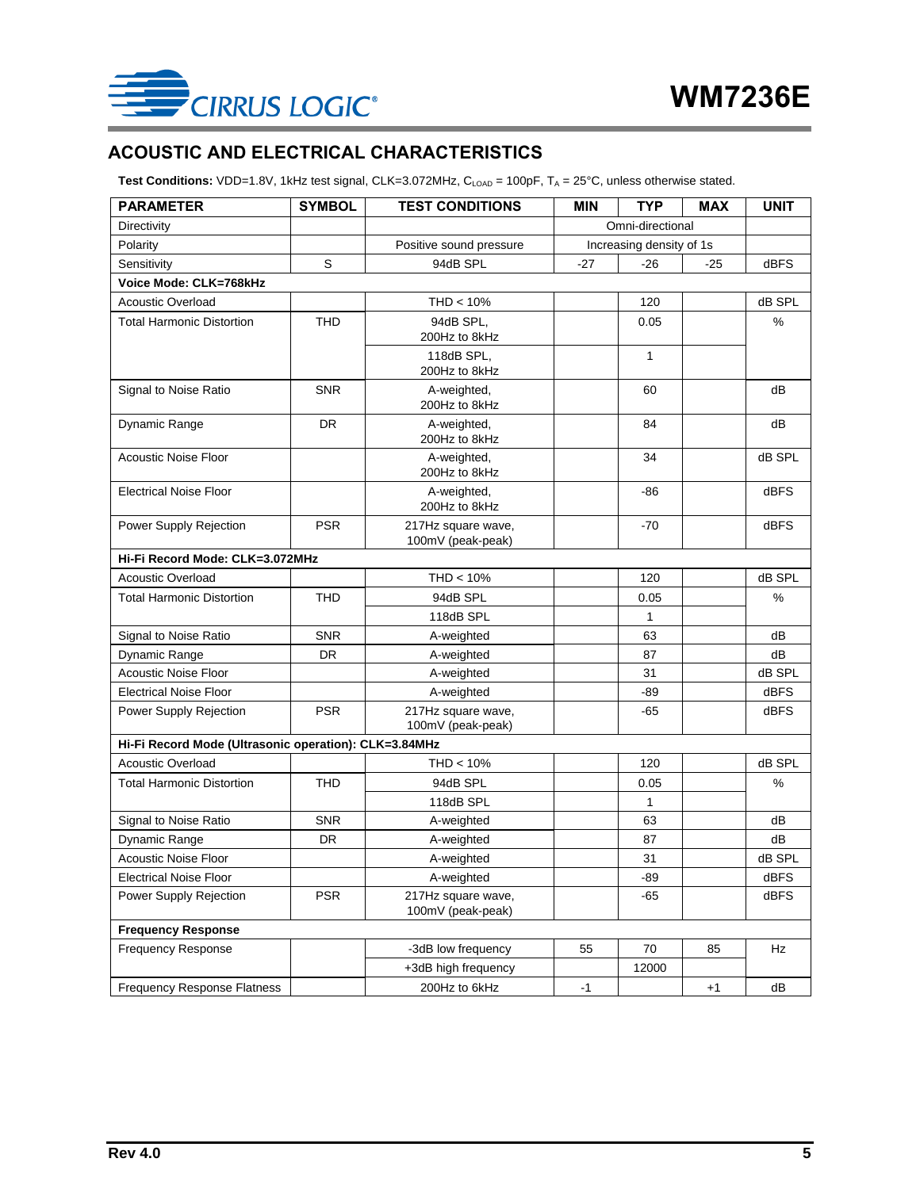## ACOUSTIC AND ELECTRICAL CHARACTERISTICS

**Test Conditions:** VDD=1.8V, 1kHz test signal, CLK=3.072MHz, $C_{LOAD}$ = 100pF, $T_A$ = 25°C, unless otherwise stated.

| PARAMETER | SYMBOL | TEST CONDITIONS | MIN | TYP | MAX | UNIT |
|---|---|---|---|---|---|---|
| Directivity | | | | Omni-directional | | |
| Polarity | | Positive sound pressure | | Increasing density of 1s | | |
| Sensitivity | S | 94dB SPL | -27 | -26 | -25 | dBFS |
| **Voice Mode: CLK=768kHz** | | | | | | |
| Acoustic Overload | | THD < 10% | | 120 | | dB SPL |
| Total Harmonic Distortion | THD | 94dB SPL, 200Hz to 8kHz | | 0.05 | | % |
| | | 118dB SPL, 200Hz to 8kHz | | 1 | | |
| Signal to Noise Ratio | SNR | A-weighted, 200Hz to 8kHz | | 60 | | dB |
| Dynamic Range | DR | A-weighted, 200Hz to 8kHz | | 84 | | dB |
| Acoustic Noise Floor | | A-weighted, 200Hz to 8kHz | | 34 | | dB SPL |
| Electrical Noise Floor | | A-weighted, 200Hz to 8kHz | | -86 | | dBFS |
| Power Supply Rejection | PSR | 217Hz square wave, 100mV (peak-peak) | | -70 | | dBFS |
| **Hi-Fi Record Mode: CLK=3.072MHz** | | | | | | |
| Acoustic Overload | | THD < 10% | | 120 | | dB SPL |
| Total Harmonic Distortion | THD | 94dB SPL | | 0.05 | | % |
| | | 118dB SPL | | 1 | | |
| Signal to Noise Ratio | SNR | A-weighted | | 63 | | dB |
| Dynamic Range | DR | A-weighted | | 87 | | dB |
| Acoustic Noise Floor | | A-weighted | | 31 | | dB SPL |
| Electrical Noise Floor | | A-weighted | | -89 | | dBFS |
| Power Supply Rejection | PSR | 217Hz square wave, 100mV (peak-peak) | | -65 | | dBFS |
| **Hi-Fi Record Mode (Ultrasonic operation): CLK=3.84MHz** | | | | | | |
| Acoustic Overload | | THD < 10% | | 120 | | dB SPL |
| Total Harmonic Distortion | THD | 94dB SPL | | 0.05 | | % |
| | | 118dB SPL | | 1 | | |
| Signal to Noise Ratio | SNR | A-weighted | | 63 | | dB |
| Dynamic Range | DR | A-weighted | | 87 | | dB |
| Acoustic Noise Floor | | A-weighted | | 31 | | dB SPL |
| Electrical Noise Floor | | A-weighted | | -89 | | dBFS |
| Power Supply Rejection | PSR | 217Hz square wave, 100mV (peak-peak) | | -65 | | dBFS |
| **Frequency Response** | | | | | | |
| Frequency Response | | -3dB low frequency | 55 | 70 | 85 | Hz |
| | | +3dB high frequency | | 12000 | | |
| Frequency Response Flatness | | 200Hz to 6kHz | -1 | | +1 | dB |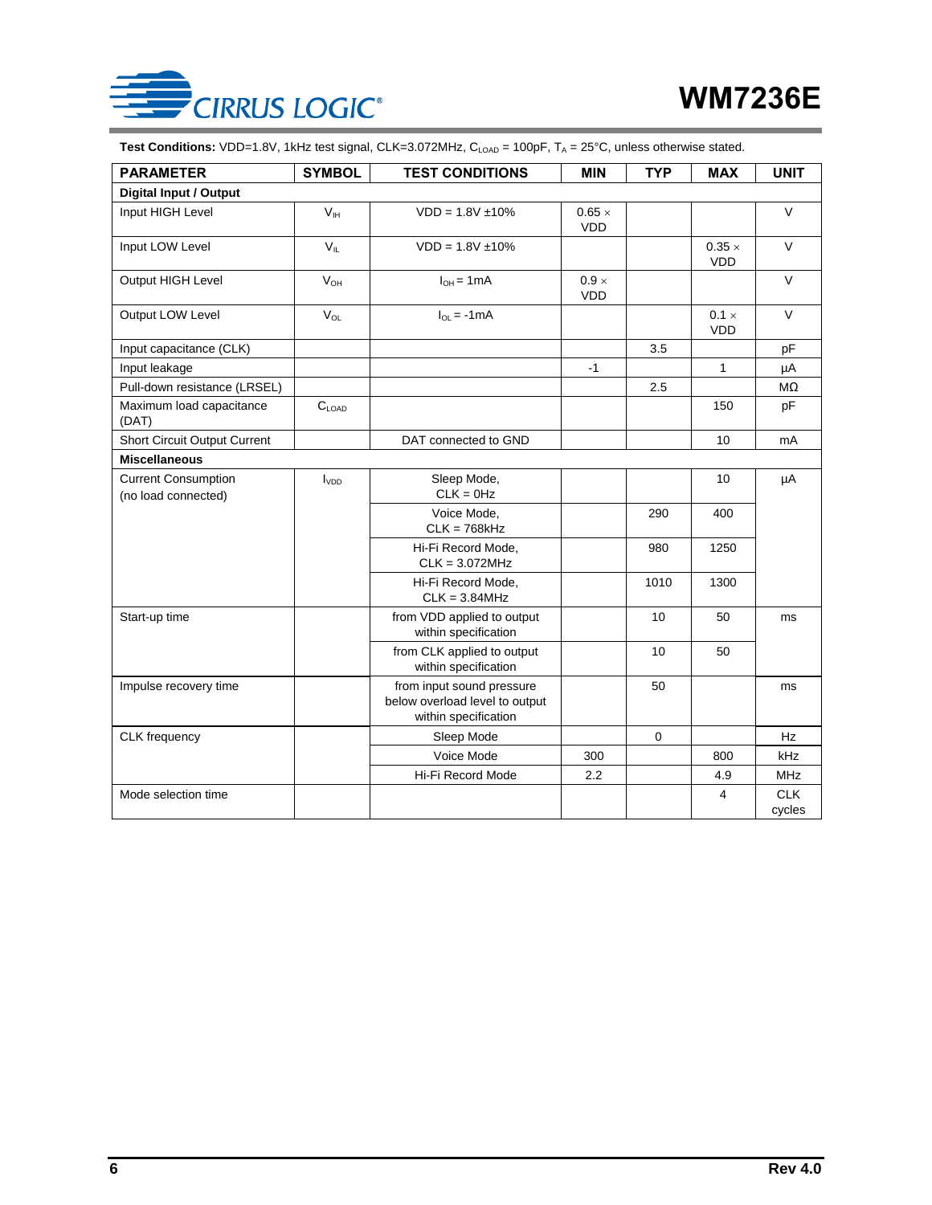**Test Conditions:** VDD=1.8V, 1kHz test signal, CLK=3.072MHz, $C_{LOAD}$ = 100pF, $T_A$ = 25°C, unless otherwise stated.

| PARAMETER | SYMBOL | TEST CONDITIONS | MIN | TYP | MAX | UNIT |
|---|---|---|---|---|---|---|
| **Digital Input / Output** | | | | | | |
| Input HIGH Level | $V_{IH}$ | VDD = 1.8V ±10% | 0.65 × VDD | | | V |
| Input LOW Level | $V_{IL}$ | VDD = 1.8V ±10% | | | 0.35 × VDD | V |
| Output HIGH Level | $V_{OH}$ | $I_{OH}$ = 1mA | 0.9 × VDD | | | V |
| Output LOW Level | $V_{OL}$ | $I_{OL}$ = -1mA | | | 0.1 × VDD | V |
| Input capacitance (CLK) | | | | 3.5 | | pF |
| Input leakage | | | -1 | | 1 | µA |
| Pull-down resistance (LRSEL) | | | | 2.5 | | MΩ |
| Maximum load capacitance (DAT) | $C_{LOAD}$ | | | | 150 | pF |
| Short Circuit Output Current | | DAT connected to GND | | | 10 | mA |
| **Miscellaneous** | | | | | | |
| Current Consumption (no load connected) | $I_{VDD}$ | Sleep Mode, CLK = 0Hz | | | 10 | µA |
| | | Voice Mode, CLK = 768kHz | | 290 | 400 | |
| | | Hi-Fi Record Mode, CLK = 3.072MHz | | 980 | 1250 | |
| | | Hi-Fi Record Mode, CLK = 3.84MHz | | 1010 | 1300 | |
| Start-up time | | from VDD applied to output within specification | | 10 | 50 | ms |
| | | from CLK applied to output within specification | | 10 | 50 | |
| Impulse recovery time | | from input sound pressure below overload level to output within specification | | 50 | | ms |
| CLK frequency | | Sleep Mode | | 0 | | Hz |
| | | Voice Mode | 300 | | 800 | kHz |
| | | Hi-Fi Record Mode | 2.2 | | 4.9 | MHz |
| Mode selection time | | | | | 4 | CLK cycles |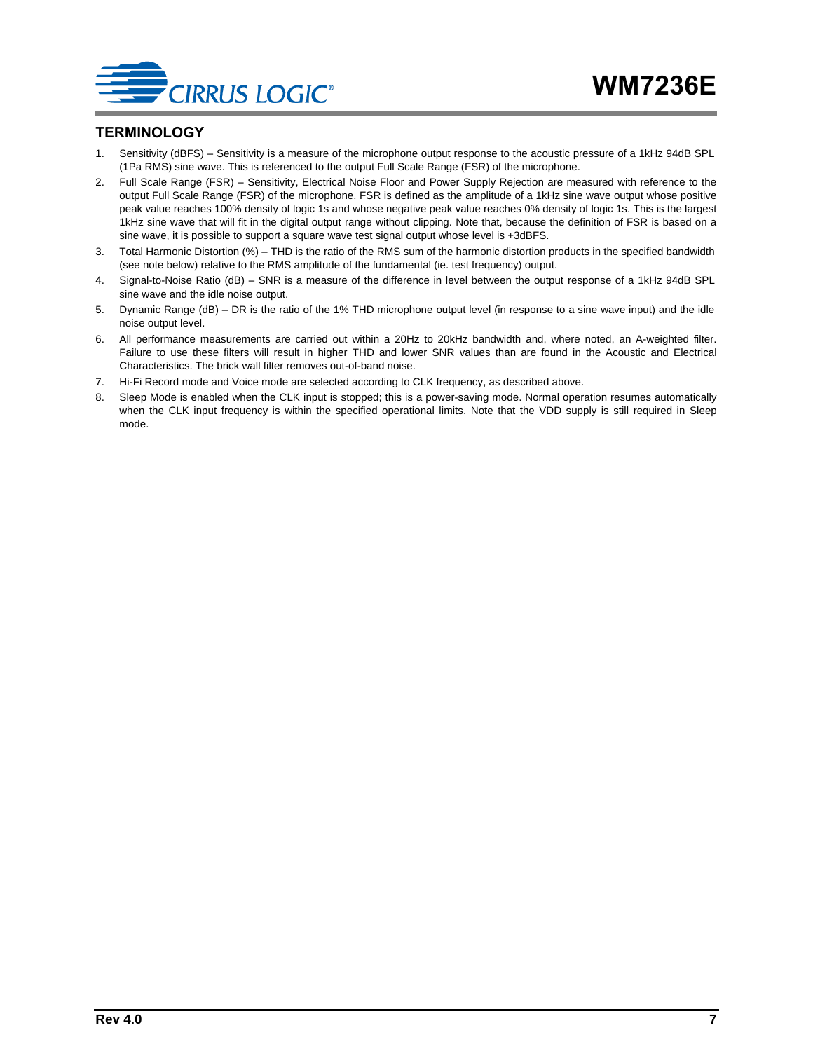## TERMINOLOGY

1. Sensitivity (dBFS) – Sensitivity is a measure of the microphone output response to the acoustic pressure of a 1kHz 94dB SPL (1Pa RMS) sine wave. This is referenced to the output Full Scale Range (FSR) of the microphone.
2. Full Scale Range (FSR) – Sensitivity, Electrical Noise Floor and Power Supply Rejection are measured with reference to the output Full Scale Range (FSR) of the microphone. FSR is defined as the amplitude of a 1kHz sine wave output whose positive peak value reaches 100% density of logic 1s and whose negative peak value reaches 0% density of logic 1s. This is the largest 1kHz sine wave that will fit in the digital output range without clipping. Note that, because the definition of FSR is based on a sine wave, it is possible to support a square wave test signal output whose level is +3dBFS.
3. Total Harmonic Distortion (%) – THD is the ratio of the RMS sum of the harmonic distortion products in the specified bandwidth (see note below) relative to the RMS amplitude of the fundamental (ie. test frequency) output.
4. Signal-to-Noise Ratio (dB) – SNR is a measure of the difference in level between the output response of a 1kHz 94dB SPL sine wave and the idle noise output.
5. Dynamic Range (dB) – DR is the ratio of the 1% THD microphone output level (in response to a sine wave input) and the idle noise output level.
6. All performance measurements are carried out within a 20Hz to 20kHz bandwidth and, where noted, an A-weighted filter. Failure to use these filters will result in higher THD and lower SNR values than are found in the Acoustic and Electrical Characteristics. The brick wall filter removes out-of-band noise.
7. Hi-Fi Record mode and Voice mode are selected according to CLK frequency, as described above.
8. Sleep Mode is enabled when the CLK input is stopped; this is a power-saving mode. Normal operation resumes automatically when the CLK input frequency is within the specified operational limits. Note that the VDD supply is still required in Sleep mode.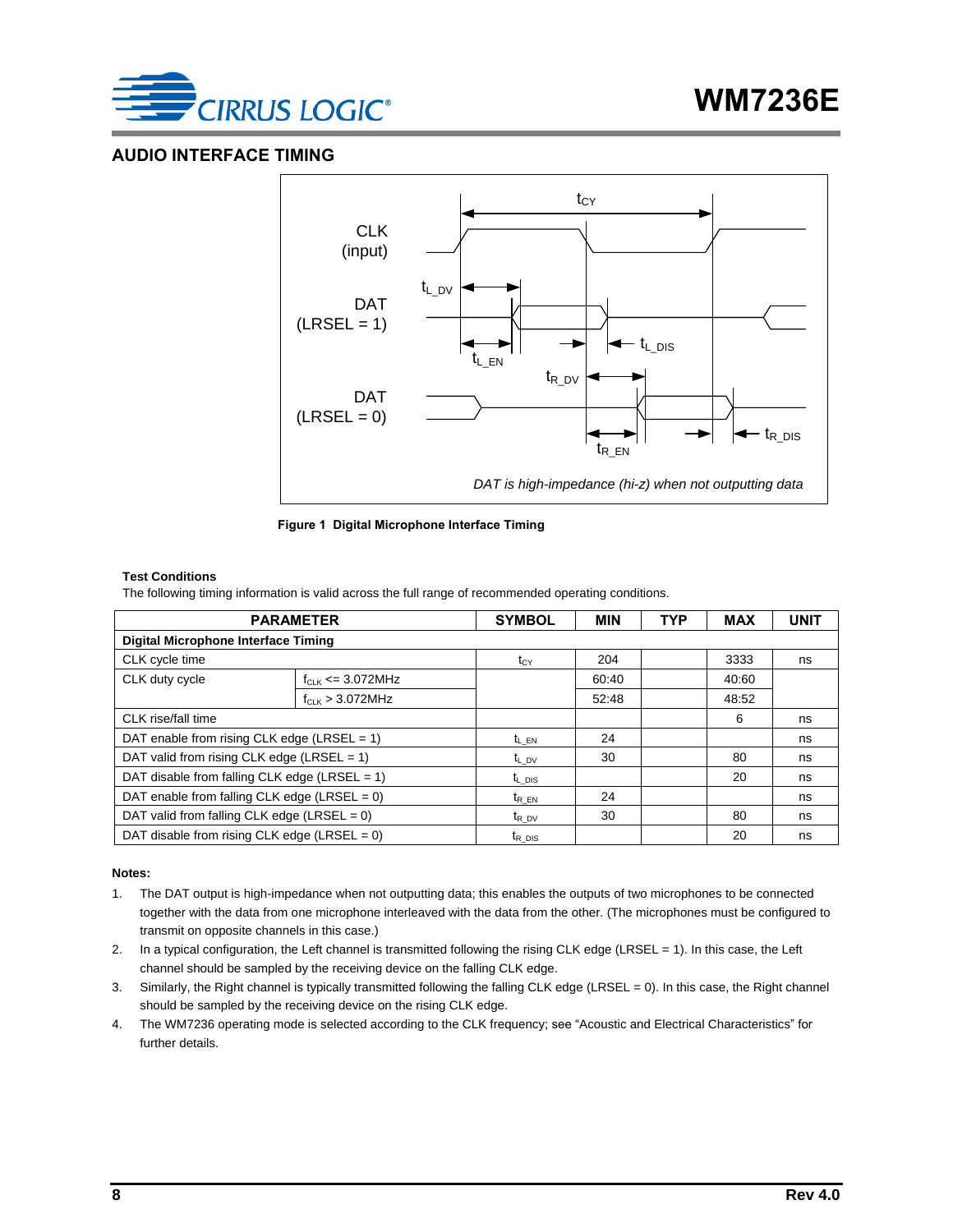## AUDIO INTERFACE TIMING

Figure 1 Digital Microphone Interface Timing

**Test Conditions**

The following timing information is valid across the full range of recommended operating conditions.

| PARAMETER | | SYMBOL | MIN | TYP | MAX | UNIT |
|---|---|---|---|---|---|---|
| **Digital Microphone Interface Timing** | | | | | | |
| CLK cycle time | | $t_{CY}$ | 204 | | 3333 | ns |
| CLK duty cycle | $f_{CLK}$ <= 3.072MHz | | 60:40 | | 40:60 | |
| | $f_{CLK}$ > 3.072MHz | | 52:48 | | 48:52 | |
| CLK rise/fall time | | | | | 6 | ns |
| DAT enable from rising CLK edge (LRSEL = 1) | | $t_{L\_EN}$ | 24 | | | ns |
| DAT valid from rising CLK edge (LRSEL = 1) | | $t_{L\_DV}$ | 30 | | 80 | ns |
| DAT disable from falling CLK edge (LRSEL = 1) | | $t_{L\_DIS}$ | | | 20 | ns |
| DAT enable from falling CLK edge (LRSEL = 0) | | $t_{R\_EN}$ | 24 | | | ns |
| DAT valid from falling CLK edge (LRSEL = 0) | | $t_{R\_DV}$ | 30 | | 80 | ns |
| DAT disable from rising CLK edge (LRSEL = 0) | | $t_{R\_DIS}$ | | | 20 | ns |

**Notes:**

1. The DAT output is high-impedance when not outputting data; this enables the outputs of two microphones to be connected together with the data from one microphone interleaved with the data from the other. (The microphones must be configured to transmit on opposite channels in this case.)
2. In a typical configuration, the Left channel is transmitted following the rising CLK edge (LRSEL = 1). In this case, the Left channel should be sampled by the receiving device on the falling CLK edge.
3. Similarly, the Right channel is typically transmitted following the falling CLK edge (LRSEL = 0). In this case, the Right channel should be sampled by the receiving device on the rising CLK edge.
4. The WM7236 operating mode is selected according to the CLK frequency; see "Acoustic and Electrical Characteristics" for further details.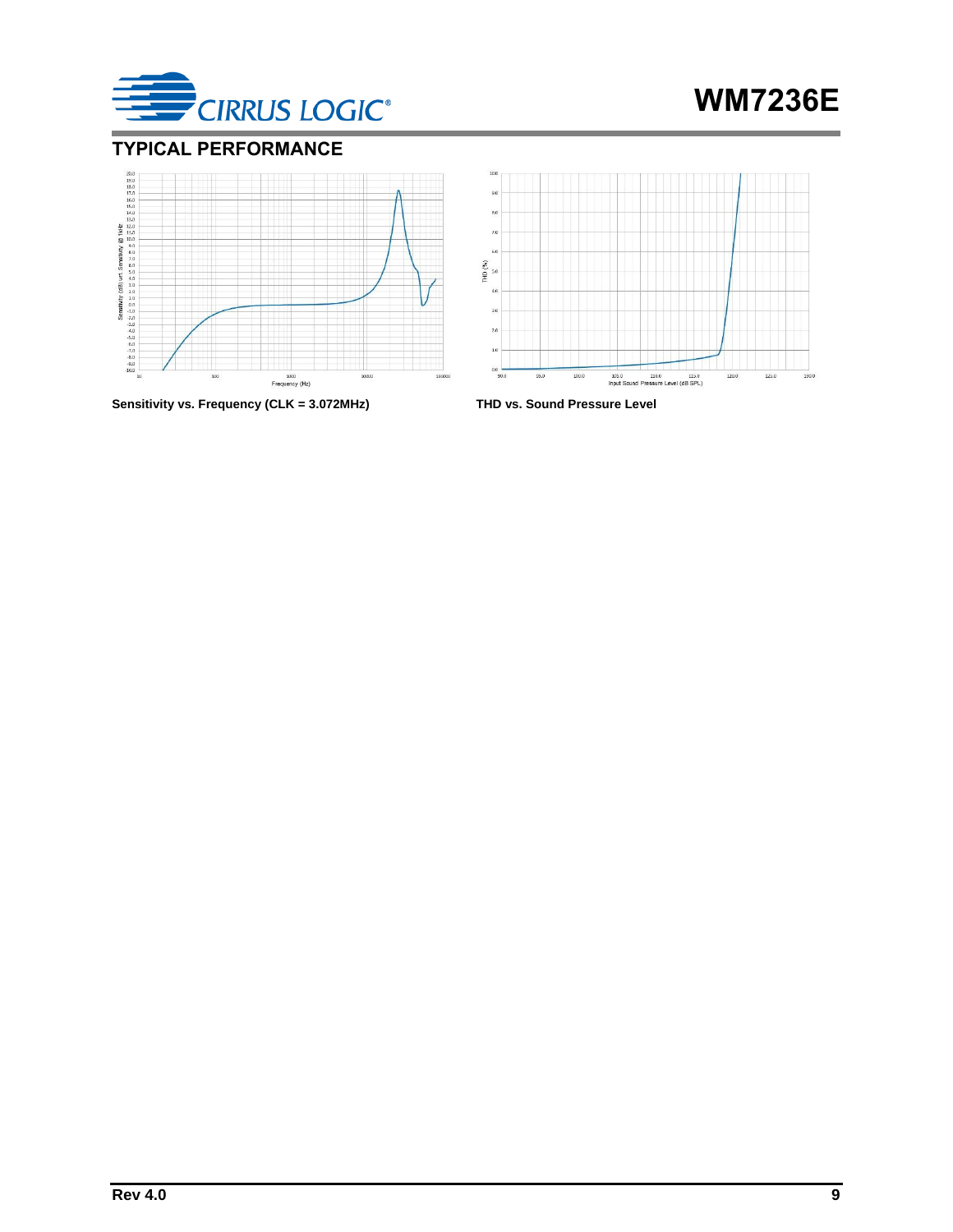## TYPICAL PERFORMANCE

Sensitivity vs. Frequency (CLK = 3.072MHz)

THD vs. Sound Pressure Level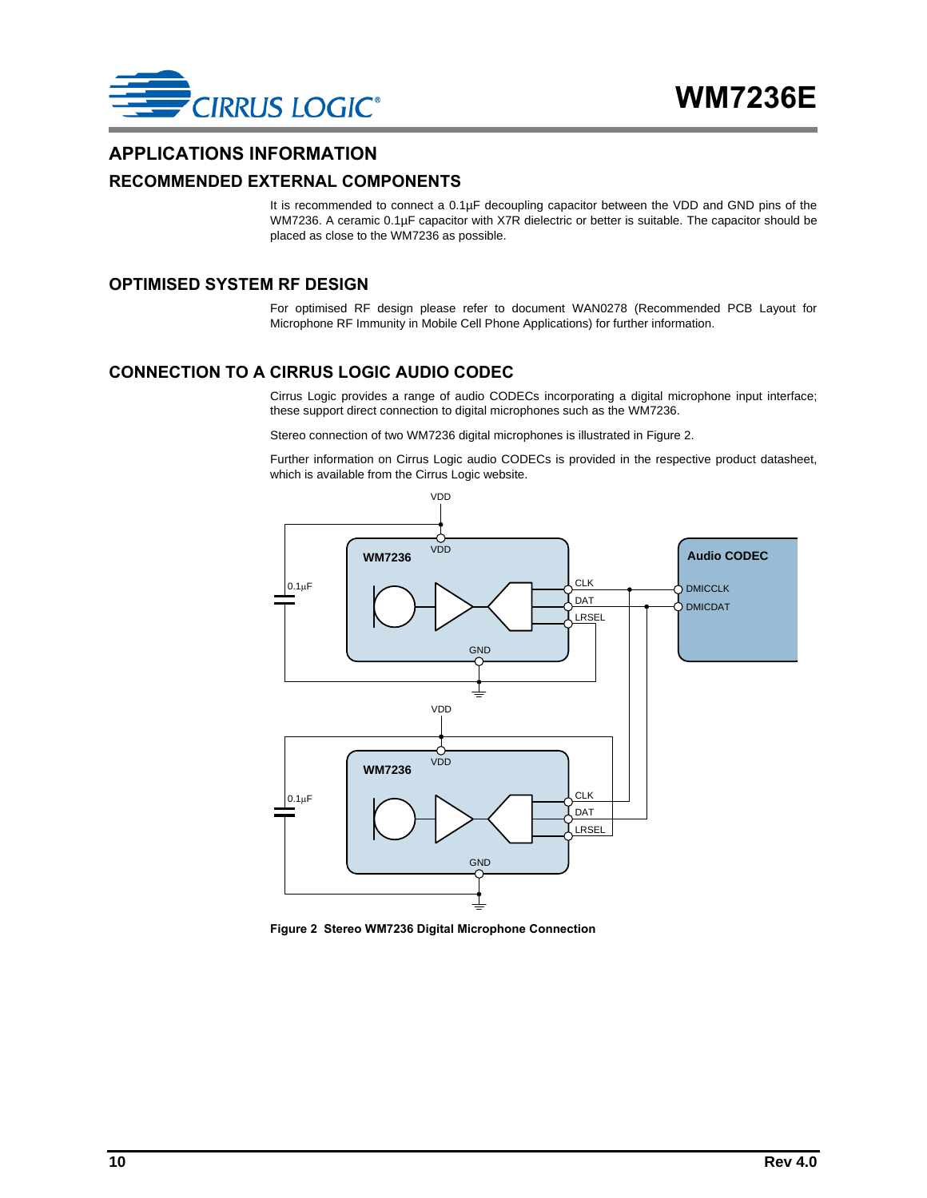# APPLICATIONS INFORMATION

## RECOMMENDED EXTERNAL COMPONENTS

It is recommended to connect a 0.1µF decoupling capacitor between the VDD and GND pins of the WM7236. A ceramic 0.1µF capacitor with X7R dielectric or better is suitable. The capacitor should be placed as close to the WM7236 as possible.

## OPTIMISED SYSTEM RF DESIGN

For optimised RF design please refer to document WAN0278 (Recommended PCB Layout for Microphone RF Immunity in Mobile Cell Phone Applications) for further information.

## CONNECTION TO A CIRRUS LOGIC AUDIO CODEC

Cirrus Logic provides a range of audio CODECs incorporating a digital microphone input interface; these support direct connection to digital microphones such as the WM7236.

Stereo connection of two WM7236 digital microphones is illustrated in Figure 2.

Further information on Cirrus Logic audio CODECs is provided in the respective product datasheet, which is available from the Cirrus Logic website.

**Figure 2 Stereo WM7236 Digital Microphone Connection**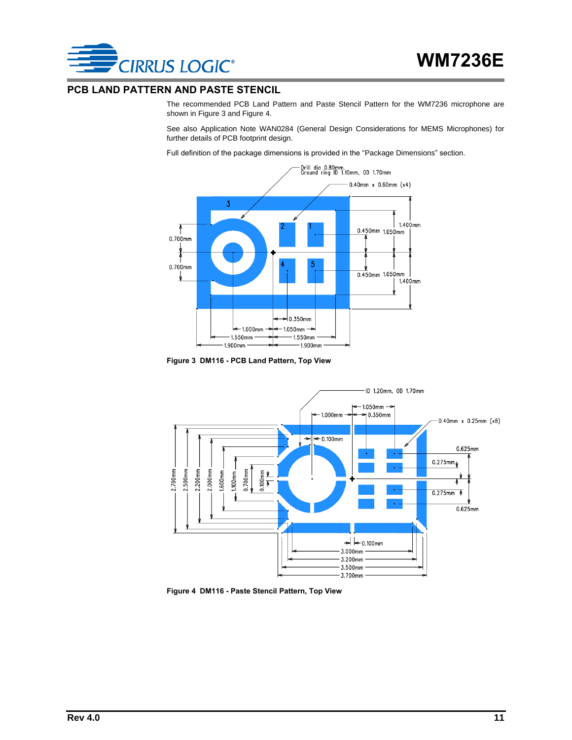## PCB LAND PATTERN AND PASTE STENCIL

The recommended PCB Land Pattern and Paste Stencil Pattern for the WM7236 microphone are shown in Figure 3 and Figure 4.

See also Application Note WAN0284 (General Design Considerations for MEMS Microphones) for further details of PCB footprint design.

Full definition of the package dimensions is provided in the "Package Dimensions" section.

**Figure 3 DM116 - PCB Land Pattern, Top View**

**Figure 4 DM116 - Paste Stencil Pattern, Top View**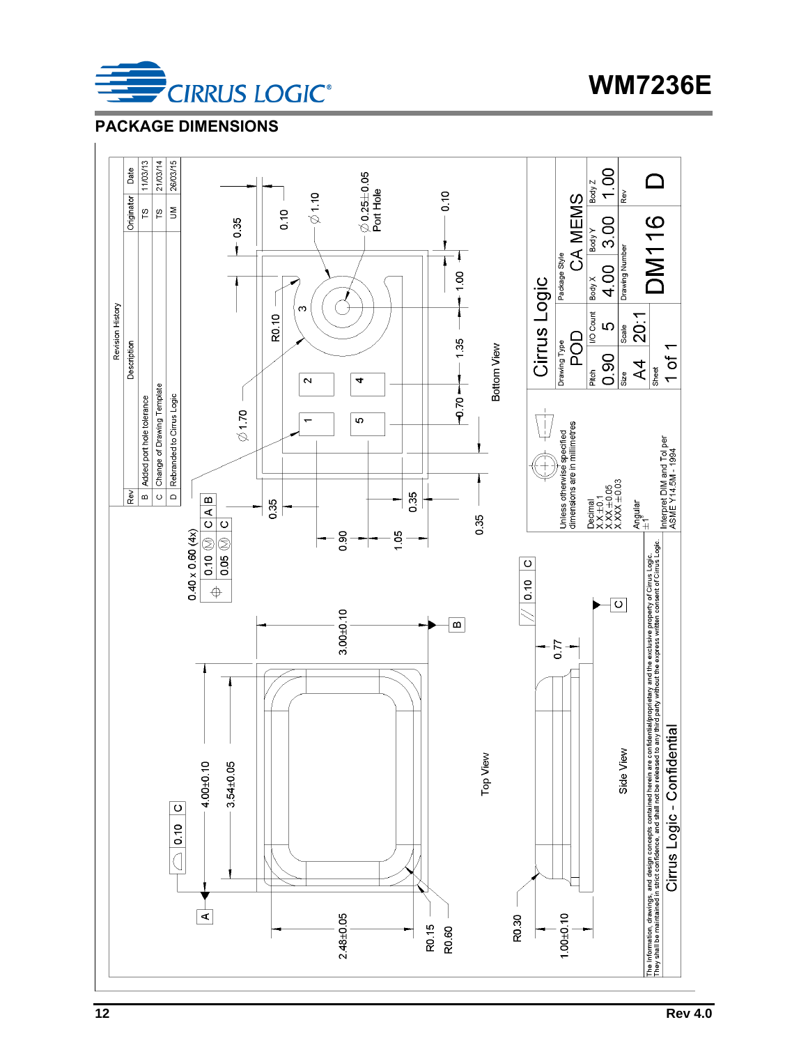## PACKAGE DIMENSIONS

**Revision History**

| Rev | Description | Originator | Date |
|---|---|---|---|
| B | Added port hole tolerance | TS | 11/03/13 |
| C | Change of Drawing Template | TS | 21/03/14 |
| D | Rebranded to Cirrus Logic | UM | 26/03/15 |

Top View: 4.00±0.10, 3.54±0.05, 3.00±0.10, 2.48±0.05, R0.15, R0.60, 0.10 C, A, B

Side View: 1.00±0.10, 0.77, R0.30, 0.10 C, C

Bottom View: 0.40 x 0.60 (4x), ⌖ 0.10 Ⓜ C A B, 0.05 Ⓜ C, Ø1.70, Ø1.10, Ø0.25±0.05 Port Hole, R0.10, 0.35, 0.10, 0.90, 1.05, 0.35, 0.35, 0.70, 1.35, 1.00, 0.10, 0.35

Unless otherwise specified dimensions are in millimetres

Decimal
X.X ±0.1
X.XX ±0.05
X.XXX ±0.03

Angular
±1°

Interpret DIM and Tol per ASME Y14.5M - 1994

| Cirrus Logic | | | | |
|---|---|---|---|---|
| Drawing Type: POD | | Package Style: CA MEMS | | |
| Pitch: 0.90 | I/O Count: 5 | Body X: 4.00 | Body Y: 3.00 | Body Z: 1.00 |
| Size: A4 | Scale: 20:1 | Drawing Number: DM116 | | Rev: D |
| Sheet: 1 of 1 | | | | |

The information, drawings, and design concepts contained herein are confidential/proprietary and the exclusive property of Cirrus Logic. They shall be maintained in strict confidence, and shall not be released to any third party without the express written consent of Cirrus Logic.

Cirrus Logic - Confidential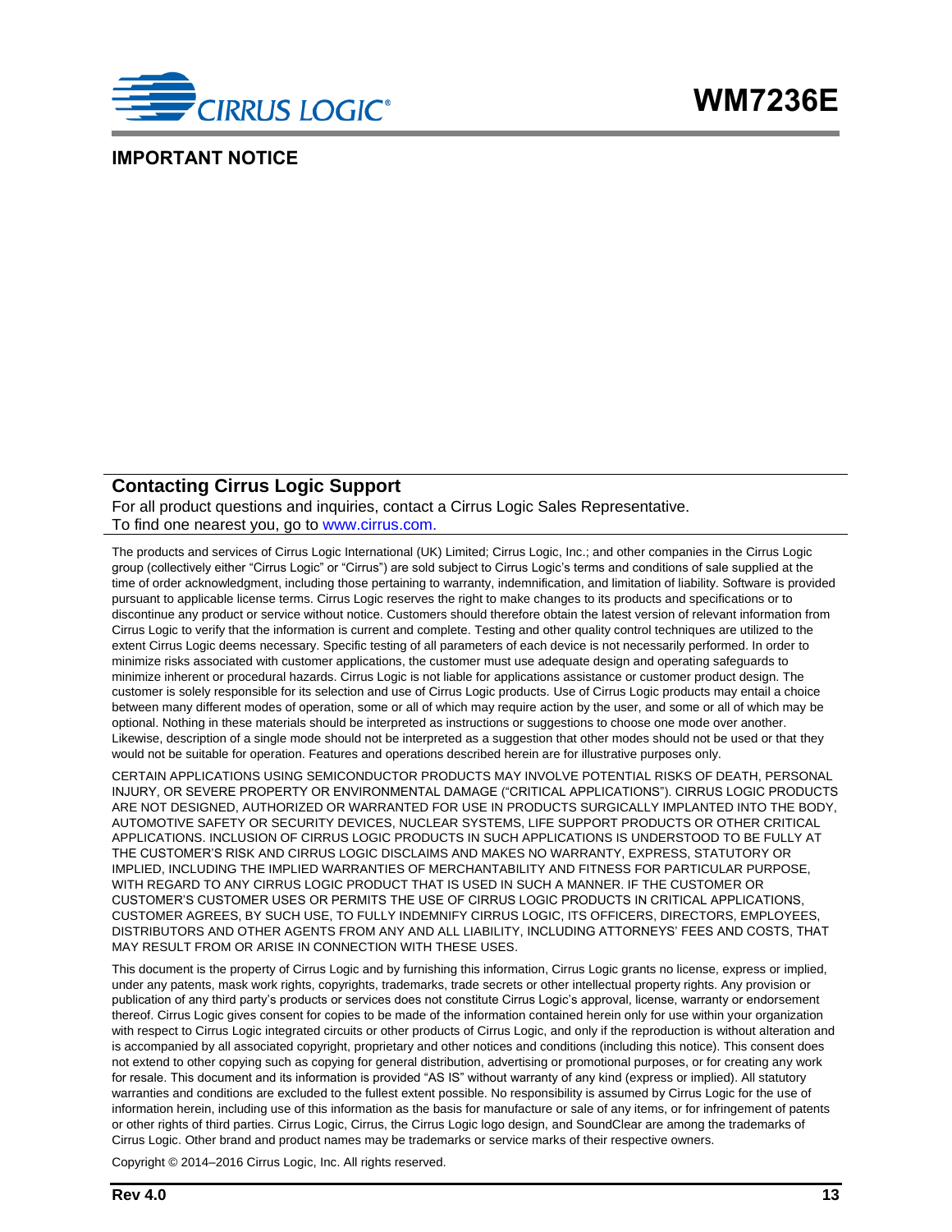## IMPORTANT NOTICE

### Contacting Cirrus Logic Support

For all product questions and inquiries, contact a Cirrus Logic Sales Representative.
To find one nearest you, go to www.cirrus.com.

The products and services of Cirrus Logic International (UK) Limited; Cirrus Logic, Inc.; and other companies in the Cirrus Logic group (collectively either "Cirrus Logic" or "Cirrus") are sold subject to Cirrus Logic's terms and conditions of sale supplied at the time of order acknowledgment, including those pertaining to warranty, indemnification, and limitation of liability. Software is provided pursuant to applicable license terms. Cirrus Logic reserves the right to make changes to its products and specifications or to discontinue any product or service without notice. Customers should therefore obtain the latest version of relevant information from Cirrus Logic to verify that the information is current and complete. Testing and other quality control techniques are utilized to the extent Cirrus Logic deems necessary. Specific testing of all parameters of each device is not necessarily performed. In order to minimize risks associated with customer applications, the customer must use adequate design and operating safeguards to minimize inherent or procedural hazards. Cirrus Logic is not liable for applications assistance or customer product design. The customer is solely responsible for its selection and use of Cirrus Logic products. Use of Cirrus Logic products may entail a choice between many different modes of operation, some or all of which may require action by the user, and some or all of which may be optional. Nothing in these materials should be interpreted as instructions or suggestions to choose one mode over another. Likewise, description of a single mode should not be interpreted as a suggestion that other modes should not be used or that they would not be suitable for operation. Features and operations described herein are for illustrative purposes only.

CERTAIN APPLICATIONS USING SEMICONDUCTOR PRODUCTS MAY INVOLVE POTENTIAL RISKS OF DEATH, PERSONAL INJURY, OR SEVERE PROPERTY OR ENVIRONMENTAL DAMAGE ("CRITICAL APPLICATIONS"). CIRRUS LOGIC PRODUCTS ARE NOT DESIGNED, AUTHORIZED OR WARRANTED FOR USE IN PRODUCTS SURGICALLY IMPLANTED INTO THE BODY, AUTOMOTIVE SAFETY OR SECURITY DEVICES, NUCLEAR SYSTEMS, LIFE SUPPORT PRODUCTS OR OTHER CRITICAL APPLICATIONS. INCLUSION OF CIRRUS LOGIC PRODUCTS IN SUCH APPLICATIONS IS UNDERSTOOD TO BE FULLY AT THE CUSTOMER'S RISK AND CIRRUS LOGIC DISCLAIMS AND MAKES NO WARRANTY, EXPRESS, STATUTORY OR IMPLIED, INCLUDING THE IMPLIED WARRANTIES OF MERCHANTABILITY AND FITNESS FOR PARTICULAR PURPOSE, WITH REGARD TO ANY CIRRUS LOGIC PRODUCT THAT IS USED IN SUCH A MANNER. IF THE CUSTOMER OR CUSTOMER'S CUSTOMER USES OR PERMITS THE USE OF CIRRUS LOGIC PRODUCTS IN CRITICAL APPLICATIONS, CUSTOMER AGREES, BY SUCH USE, TO FULLY INDEMNIFY CIRRUS LOGIC, ITS OFFICERS, DIRECTORS, EMPLOYEES, DISTRIBUTORS AND OTHER AGENTS FROM ANY AND ALL LIABILITY, INCLUDING ATTORNEYS' FEES AND COSTS, THAT MAY RESULT FROM OR ARISE IN CONNECTION WITH THESE USES.

This document is the property of Cirrus Logic and by furnishing this information, Cirrus Logic grants no license, express or implied, under any patents, mask work rights, copyrights, trademarks, trade secrets or other intellectual property rights. Any provision or publication of any third party's products or services does not constitute Cirrus Logic's approval, license, warranty or endorsement thereof. Cirrus Logic gives consent for copies to be made of the information contained herein only for use within your organization with respect to Cirrus Logic integrated circuits or other products of Cirrus Logic, and only if the reproduction is without alteration and is accompanied by all associated copyright, proprietary and other notices and conditions (including this notice). This consent does not extend to other copying such as copying for general distribution, advertising or promotional purposes, or for creating any work for resale. This document and its information is provided "AS IS" without warranty of any kind (express or implied). All statutory warranties and conditions are excluded to the fullest extent possible. No responsibility is assumed by Cirrus Logic for the use of information herein, including use of this information as the basis for manufacture or sale of any items, or for infringement of patents or other rights of third parties. Cirrus Logic, Cirrus, the Cirrus Logic logo design, and SoundClear are among the trademarks of Cirrus Logic. Other brand and product names may be trademarks or service marks of their respective owners.

Copyright © 2014–2016 Cirrus Logic, Inc. All rights reserved.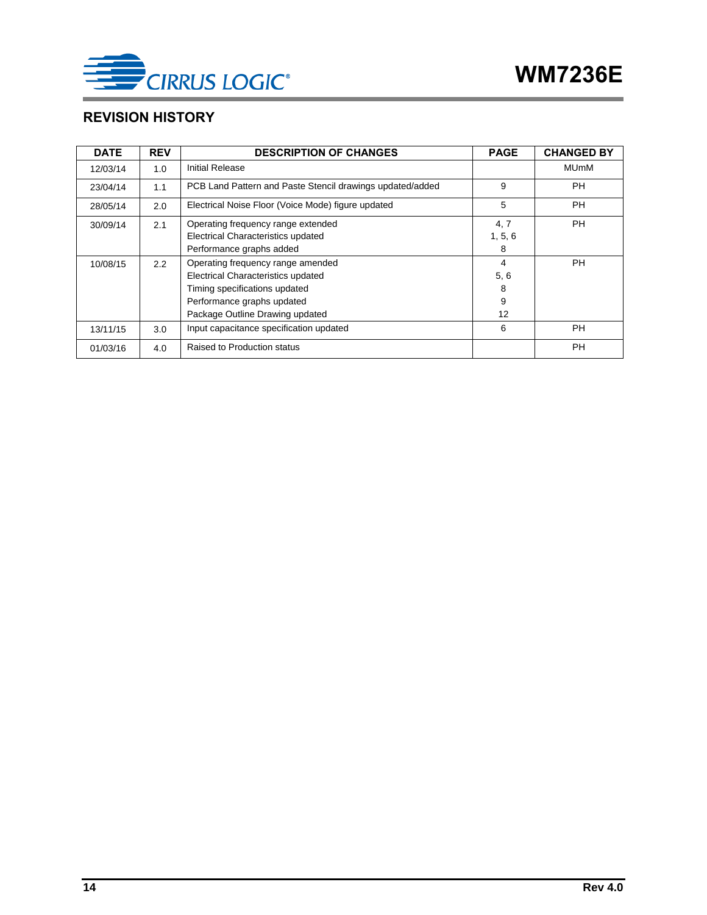## REVISION HISTORY

| DATE | REV | DESCRIPTION OF CHANGES | PAGE | CHANGED BY |
|---|---|---|---|---|
| 12/03/14 | 1.0 | Initial Release | | MUmM |
| 23/04/14 | 1.1 | PCB Land Pattern and Paste Stencil drawings updated/added | 9 | PH |
| 28/05/14 | 2.0 | Electrical Noise Floor (Voice Mode) figure updated | 5 | PH |
| 30/09/14 | 2.1 | Operating frequency range extended<br>Electrical Characteristics updated<br>Performance graphs added | 4, 7<br>1, 5, 6<br>8 | PH |
| 10/08/15 | 2.2 | Operating frequency range amended<br>Electrical Characteristics updated<br>Timing specifications updated<br>Performance graphs updated<br>Package Outline Drawing updated | 4<br>5, 6<br>8<br>9<br>12 | PH |
| 13/11/15 | 3.0 | Input capacitance specification updated | 6 | PH |
| 01/03/16 | 4.0 | Raised to Production status | | PH |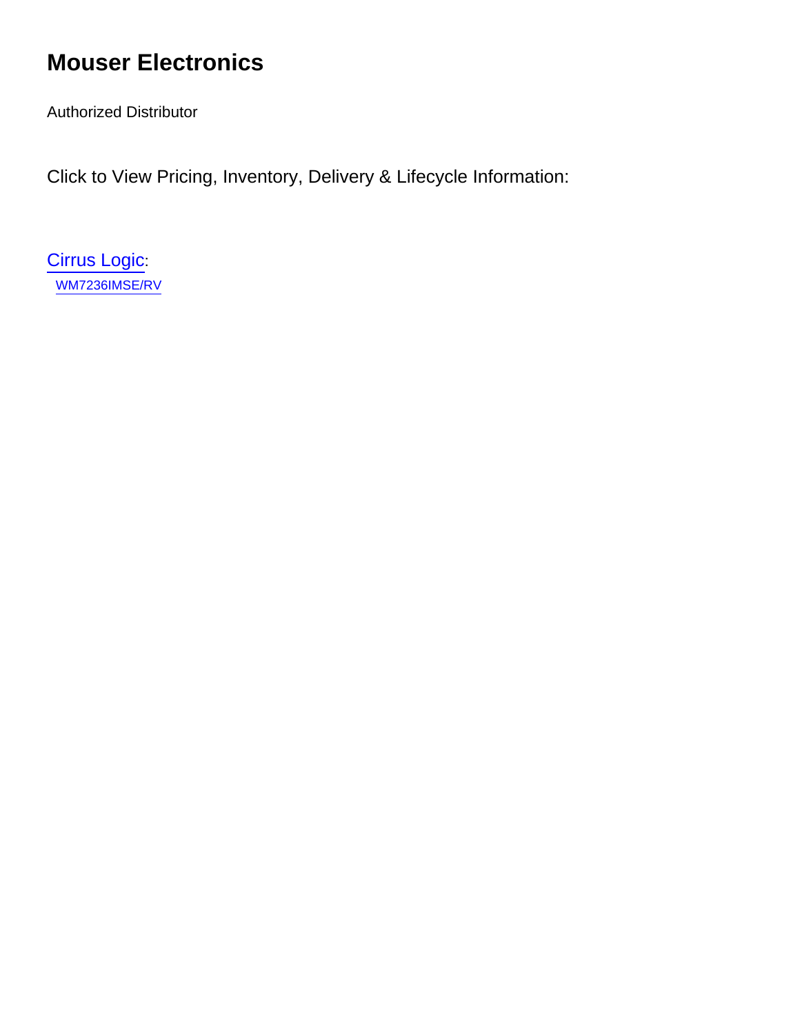# Mouser Electronics

Authorized Distributor

Click to View Pricing, Inventory, Delivery & Lifecycle Information:

Cirrus Logic:
WM7236IMSE/RV